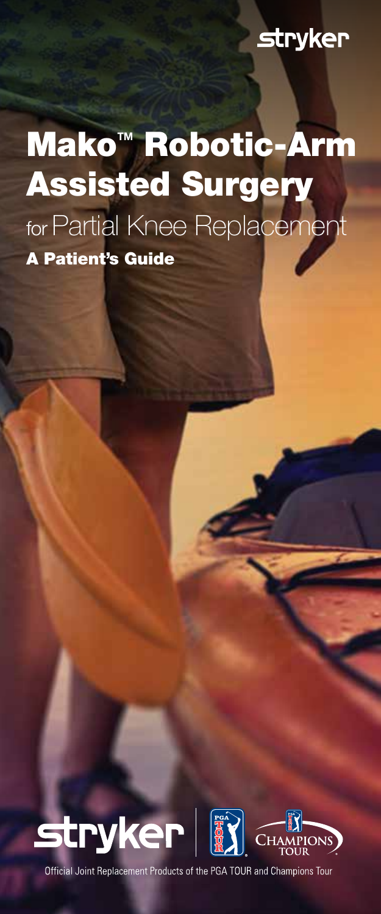stryker

# Mako™ Robotic-Arm Assisted Surgery

## for Partial Knee Replacement

**A Patient's Guide**

stryker | PGA TOUR | CHAMPIONS TOUR

Official Joint Replacement Products of the PGA TOUR and Champions Tour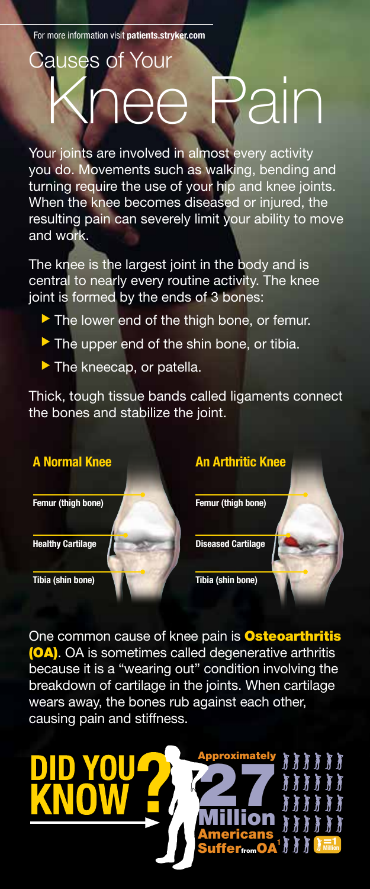For more information visit **patients.stryker.com**

# Causes of Your Knee Pain

Your joints are involved in almost every activity you do. Movements such as walking, bending and turning require the use of your hip and knee joints. When the knee becomes diseased or injured, the resulting pain can severely limit your ability to move and work.

The knee is the largest joint in the body and is central to nearly every routine activity. The knee joint is formed by the ends of 3 bones:

- The lower end of the thigh bone, or femur.
- The upper end of the shin bone, or tibia.
- The kneecap, or patella.

Thick, tough tissue bands called ligaments connect the bones and stabilize the joint.

**A Normal Knee**

- Femur (thigh bone)
- Healthy Cartilage
- Tibia (shin bone)

**An Arthritic Knee**

- Femur (thigh bone)
- Diseased Cartilage
- Tibia (shin bone)

One common cause of knee pain is **Osteoarthritis (OA)**. OA is sometimes called degenerative arthritis because it is a "wearing out" condition involving the breakdown of cartilage in the joints. When cartilage wears away, the bones rub against each other, causing pain and stiffness.

**DID YOU KNOW?**

Approximately 27 Million Americans Suffer from OA[1]

= 1 Million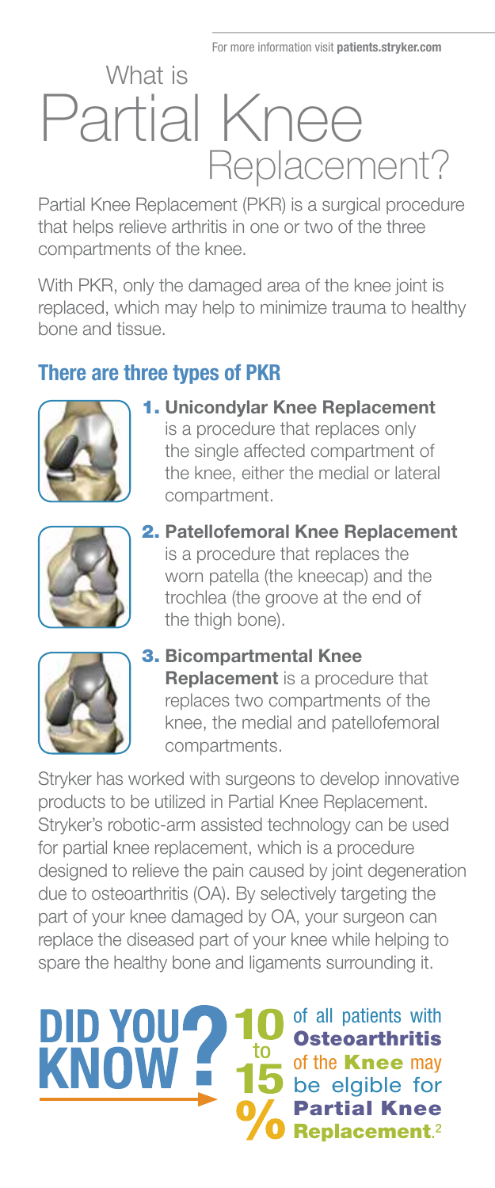For more information visit **patients.stryker.com**

# What is Partial Knee Replacement?

Partial Knee Replacement (PKR) is a surgical procedure that helps relieve arthritis in one or two of the three compartments of the knee.

With PKR, only the damaged area of the knee joint is replaced, which may help to minimize trauma to healthy bone and tissue.

## There are three types of PKR

1. **Unicondylar Knee Replacement** is a procedure that replaces only the single affected compartment of the knee, either the medial or lateral compartment.
2. **Patellofemoral Knee Replacement** is a procedure that replaces the worn patella (the kneecap) and the trochlea (the groove at the end of the thigh bone).
3. **Bicompartmental Knee Replacement** is a procedure that replaces two compartments of the knee, the medial and patellofemoral compartments.

Stryker has worked with surgeons to develop innovative products to be utilized in Partial Knee Replacement. Stryker's robotic-arm assisted technology can be used for partial knee replacement, which is a procedure designed to relieve the pain caused by joint degeneration due to osteoarthritis (OA). By selectively targeting the part of your knee damaged by OA, your surgeon can replace the diseased part of your knee while helping to spare the healthy bone and ligaments surrounding it.

**DID YOU KNOW?** 10 to 15% of all patients with **Osteoarthritis** of the **Knee** may be elgible for **Partial Knee Replacement**.[2]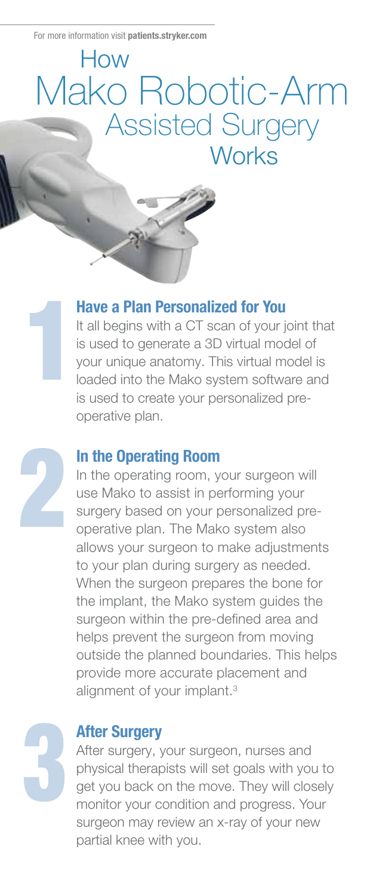For more information visit **patients.stryker.com**

# How Mako Robotic-Arm Assisted Surgery Works

## 1 Have a Plan Personalized for You

It all begins with a CT scan of your joint that is used to generate a 3D virtual model of your unique anatomy. This virtual model is loaded into the Mako system software and is used to create your personalized pre-operative plan.

## 2 In the Operating Room

In the operating room, your surgeon will use Mako to assist in performing your surgery based on your personalized pre-operative plan. The Mako system also allows your surgeon to make adjustments to your plan during surgery as needed. When the surgeon prepares the bone for the implant, the Mako system guides the surgeon within the pre-defined area and helps prevent the surgeon from moving outside the planned boundaries. This helps provide more accurate placement and alignment of your implant.[3]

## 3 After Surgery

After surgery, your surgeon, nurses and physical therapists will set goals with you to get you back on the move. They will closely monitor your condition and progress. Your surgeon may review an x-ray of your new partial knee with you.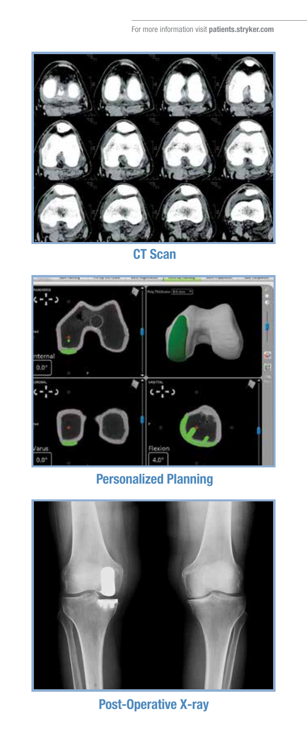CT Scan

Personalized Planning

Post-Operative X-ray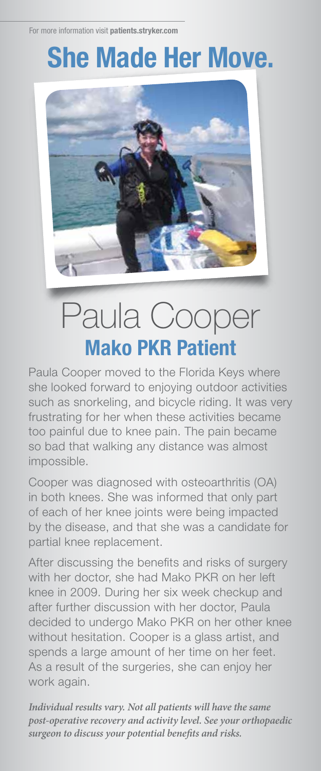For more information visit **patients.stryker.com**

# She Made Her Move.

## Paula Cooper

### Mako PKR Patient

Paula Cooper moved to the Florida Keys where she looked forward to enjoying outdoor activities such as snorkeling, and bicycle riding. It was very frustrating for her when these activities became too painful due to knee pain. The pain became so bad that walking any distance was almost impossible.

Cooper was diagnosed with osteoarthritis (OA) in both knees. She was informed that only part of each of her knee joints were being impacted by the disease, and that she was a candidate for partial knee replacement.

After discussing the benefits and risks of surgery with her doctor, she had Mako PKR on her left knee in 2009. During her six week checkup and after further discussion with her doctor, Paula decided to undergo Mako PKR on her other knee without hesitation. Cooper is a glass artist, and spends a large amount of her time on her feet. As a result of the surgeries, she can enjoy her work again.

*Individual results vary. Not all patients will have the same post-operative recovery and activity level. See your orthopaedic surgeon to discuss your potential benefits and risks.*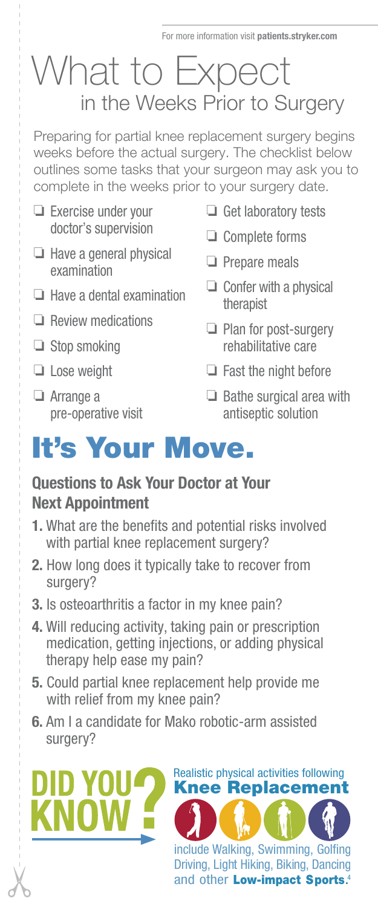For more information visit **patients.stryker.com**

# What to Expect in the Weeks Prior to Surgery

Preparing for partial knee replacement surgery begins weeks before the actual surgery. The checklist below outlines some tasks that your surgeon may ask you to complete in the weeks prior to your surgery date.

- ❏ Exercise under your doctor's supervision
- ❏ Have a general physical examination
- ❏ Have a dental examination
- ❏ Review medications
- ❏ Stop smoking
- ❏ Lose weight
- ❏ Arrange a pre-operative visit
- ❏ Get laboratory tests
- ❏ Complete forms
- ❏ Prepare meals
- ❏ Confer with a physical therapist
- ❏ Plan for post-surgery rehabilitative care
- ❏ Fast the night before
- ❏ Bathe surgical area with antiseptic solution

# It's Your Move.

### Questions to Ask Your Doctor at Your Next Appointment

1. What are the benefits and potential risks involved with partial knee replacement surgery?
2. How long does it typically take to recover from surgery?
3. Is osteoarthritis a factor in my knee pain?
4. Will reducing activity, taking pain or prescription medication, getting injections, or adding physical therapy help ease my pain?
5. Could partial knee replacement help provide me with relief from my knee pain?
6. Am I a candidate for Mako robotic-arm assisted surgery?

## DID YOU KNOW?

Realistic physical activities following **Knee Replacement** include Walking, Swimming, Golfing Driving, Light Hiking, Biking, Dancing and other **Low-impact Sports**.[4]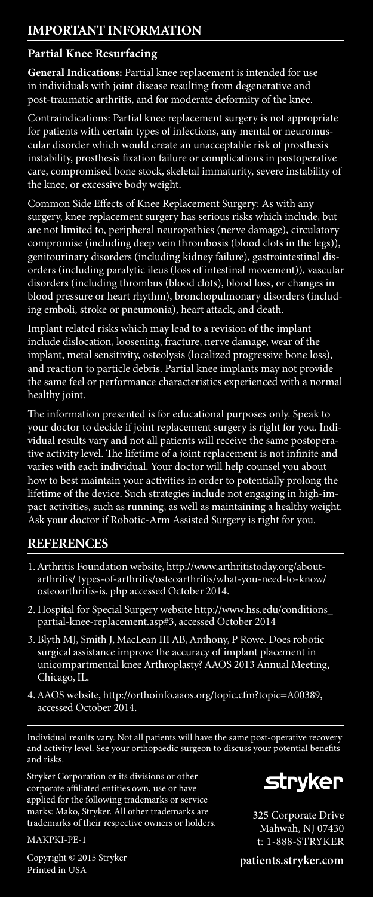## IMPORTANT INFORMATION

### Partial Knee Resurfacing

**General Indications:** Partial knee replacement is intended for use in individuals with joint disease resulting from degenerative and post-traumatic arthritis, and for moderate deformity of the knee.

Contraindications: Partial knee replacement surgery is not appropriate for patients with certain types of infections, any mental or neuromuscular disorder which would create an unacceptable risk of prosthesis instability, prosthesis fixation failure or complications in postoperative care, compromised bone stock, skeletal immaturity, severe instability of the knee, or excessive body weight.

Common Side Effects of Knee Replacement Surgery: As with any surgery, knee replacement surgery has serious risks which include, but are not limited to, peripheral neuropathies (nerve damage), circulatory compromise (including deep vein thrombosis (blood clots in the legs)), genitourinary disorders (including kidney failure), gastrointestinal disorders (including paralytic ileus (loss of intestinal movement)), vascular disorders (including thrombus (blood clots), blood loss, or changes in blood pressure or heart rhythm), bronchopulmonary disorders (including emboli, stroke or pneumonia), heart attack, and death.

Implant related risks which may lead to a revision of the implant include dislocation, loosening, fracture, nerve damage, wear of the implant, metal sensitivity, osteolysis (localized progressive bone loss), and reaction to particle debris. Partial knee implants may not provide the same feel or performance characteristics experienced with a normal healthy joint.

The information presented is for educational purposes only. Speak to your doctor to decide if joint replacement surgery is right for you. Individual results vary and not all patients will receive the same postoperative activity level. The lifetime of a joint replacement is not infinite and varies with each individual. Your doctor will help counsel you about how to best maintain your activities in order to potentially prolong the lifetime of the device. Such strategies include not engaging in high-impact activities, such as running, as well as maintaining a healthy weight. Ask your doctor if Robotic-Arm Assisted Surgery is right for you.

## REFERENCES

1. Arthritis Foundation website, http://www.arthritistoday.org/about-arthritis/ types-of-arthritis/osteoarthritis/what-you-need-to-know/ osteoarthritis-is. php accessed October 2014.
2. Hospital for Special Surgery website http://www.hss.edu/conditions_ partial-knee-replacement.asp#3, accessed October 2014
3. Blyth MJ, Smith J, MacLean III AB, Anthony, P Rowe. Does robotic surgical assistance improve the accuracy of implant placement in unicompartmental knee Arthroplasty? AAOS 2013 Annual Meeting, Chicago, IL.
4. AAOS website, http://orthoinfo.aaos.org/topic.cfm?topic=A00389, accessed October 2014.

Individual results vary. Not all patients will have the same post-operative recovery and activity level. See your orthopaedic surgeon to discuss your potential benefits and risks.

Stryker Corporation or its divisions or other corporate affiliated entities own, use or have applied for the following trademarks or service marks: Mako, Stryker. All other trademarks are trademarks of their respective owners or holders.

MAKPKI-PE-1

Copyright © 2015 Stryker
Printed in USA

stryker

325 Corporate Drive
Mahwah, NJ 07430
t: 1-888-STRYKER

**patients.stryker.com**